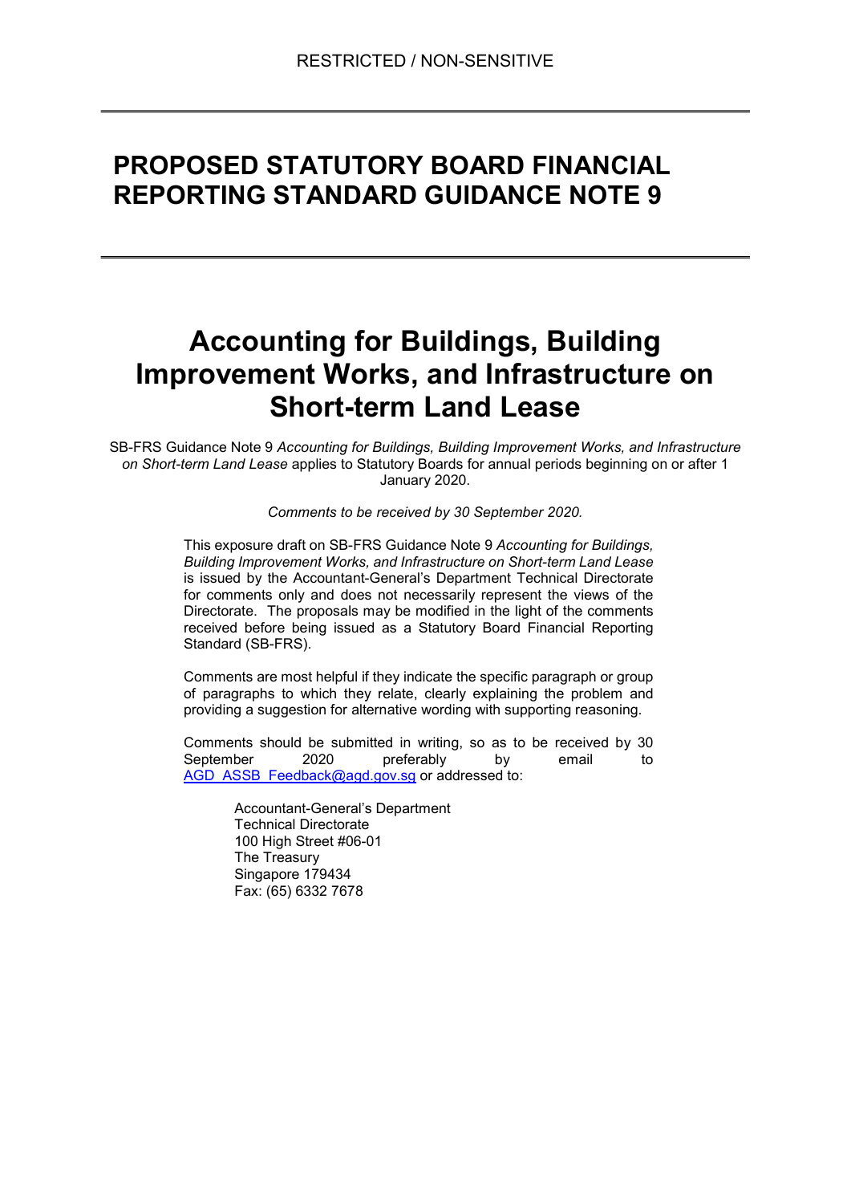RESTRICTED / NON-SENSITIVE

# PROPOSED STATUTORY BOARD FINANCIAL REPORTING STANDARD GUIDANCE NOTE 9

# Accounting for Buildings, Building Improvement Works, and Infrastructure on Short-term Land Lease

SB-FRS Guidance Note 9 *Accounting for Buildings, Building Improvement Works, and Infrastructure on Short-term Land Lease* applies to Statutory Boards for annual periods beginning on or after 1 January 2020.

*Comments to be received by 30 September 2020.*

This exposure draft on SB-FRS Guidance Note 9 *Accounting for Buildings, Building Improvement Works, and Infrastructure on Short-term Land Lease* is issued by the Accountant-General's Department Technical Directorate for comments only and does not necessarily represent the views of the Directorate. The proposals may be modified in the light of the comments received before being issued as a Statutory Board Financial Reporting Standard (SB-FRS).

Comments are most helpful if they indicate the specific paragraph or group of paragraphs to which they relate, clearly explaining the problem and providing a suggestion for alternative wording with supporting reasoning.

Comments should be submitted in writing, so as to be received by 30 September 2020 preferably by email to AGD_ASSB_Feedback@agd.gov.sg or addressed to:

Accountant-General's Department
Technical Directorate
100 High Street #06-01
The Treasury
Singapore 179434
Fax: (65) 6332 7678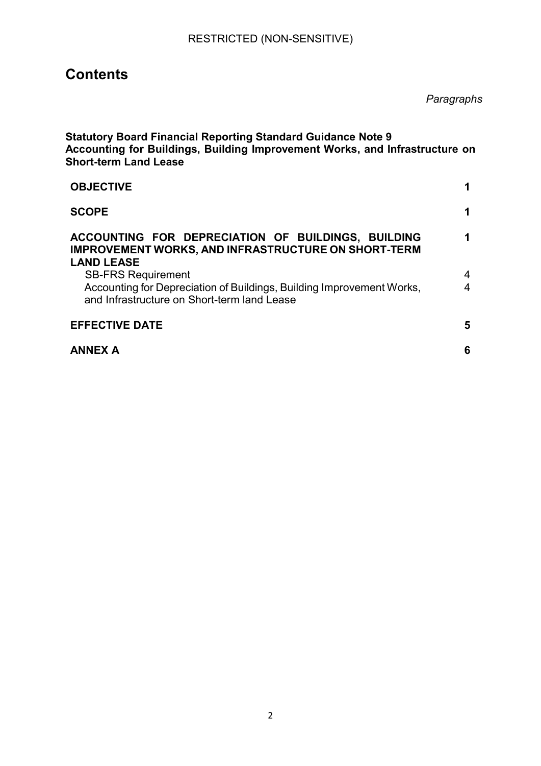# Contents

*Paragraphs*

**Statutory Board Financial Reporting Standard Guidance Note 9**
**Accounting for Buildings, Building Improvement Works, and Infrastructure on Short-term Land Lease**

| | |
|---|---|
| **OBJECTIVE** | **1** |
| **SCOPE** | **1** |
| **ACCOUNTING FOR DEPRECIATION OF BUILDINGS, BUILDING IMPROVEMENT WORKS, AND INFRASTRUCTURE ON SHORT-TERM LAND LEASE** | **1** |
| SB-FRS Requirement | 4 |
| Accounting for Depreciation of Buildings, Building Improvement Works, and Infrastructure on Short-term land Lease | 4 |
| **EFFECTIVE DATE** | **5** |
| **ANNEX A** | **6** |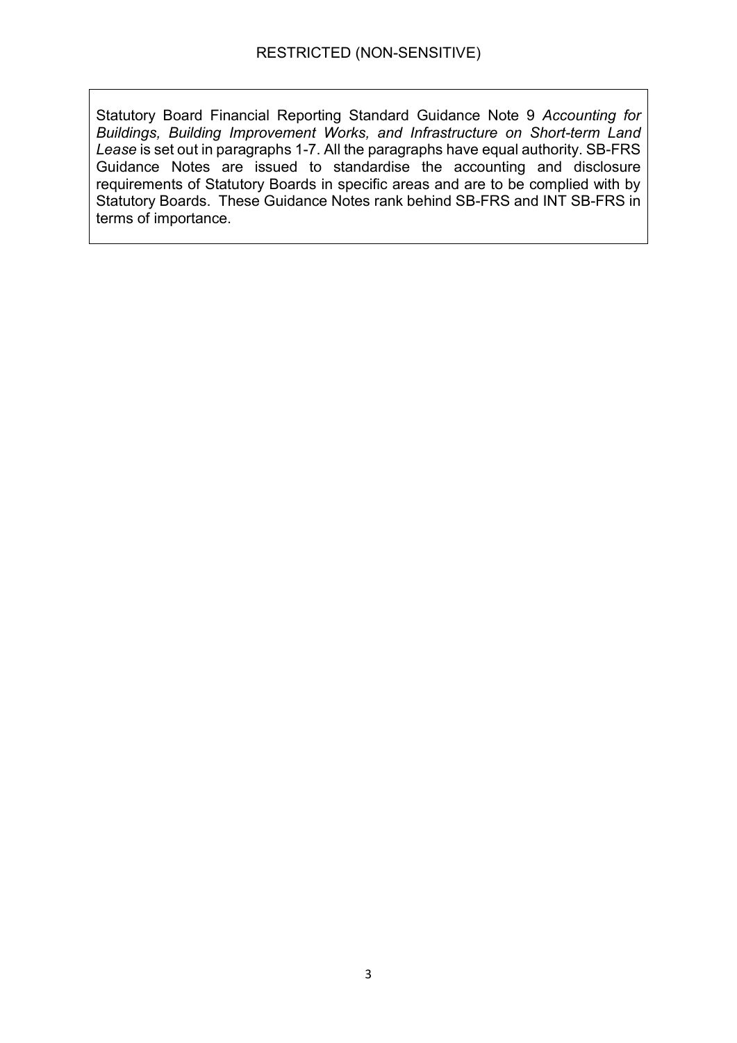Statutory Board Financial Reporting Standard Guidance Note 9 *Accounting for Buildings, Building Improvement Works, and Infrastructure on Short-term Land Lease* is set out in paragraphs 1-7. All the paragraphs have equal authority. SB-FRS Guidance Notes are issued to standardise the accounting and disclosure requirements of Statutory Boards in specific areas and are to be complied with by Statutory Boards. These Guidance Notes rank behind SB-FRS and INT SB-FRS in terms of importance.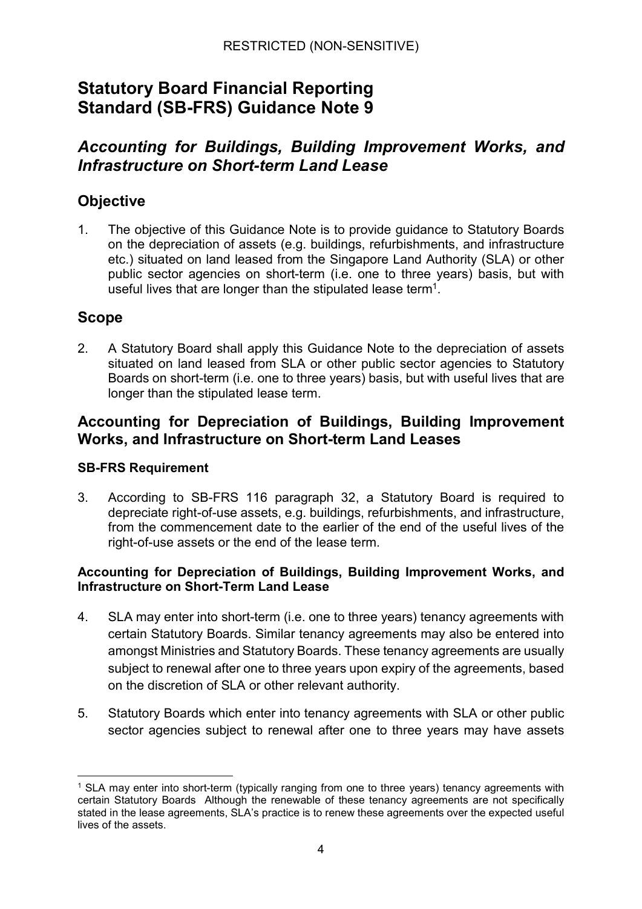# Statutory Board Financial Reporting Standard (SB-FRS) Guidance Note 9

## *Accounting for Buildings, Building Improvement Works, and Infrastructure on Short-term Land Lease*

## Objective

1. The objective of this Guidance Note is to provide guidance to Statutory Boards on the depreciation of assets (e.g. buildings, refurbishments, and infrastructure etc.) situated on land leased from the Singapore Land Authority (SLA) or other public sector agencies on short-term (i.e. one to three years) basis, but with useful lives that are longer than the stipulated lease term[1].

## Scope

2. A Statutory Board shall apply this Guidance Note to the depreciation of assets situated on land leased from SLA or other public sector agencies to Statutory Boards on short-term (i.e. one to three years) basis, but with useful lives that are longer than the stipulated lease term.

## Accounting for Depreciation of Buildings, Building Improvement Works, and Infrastructure on Short-term Land Leases

### SB-FRS Requirement

3. According to SB-FRS 116 paragraph 32, a Statutory Board is required to depreciate right-of-use assets, e.g. buildings, refurbishments, and infrastructure, from the commencement date to the earlier of the end of the useful lives of the right-of-use assets or the end of the lease term.

### Accounting for Depreciation of Buildings, Building Improvement Works, and Infrastructure on Short-Term Land Lease

4. SLA may enter into short-term (i.e. one to three years) tenancy agreements with certain Statutory Boards. Similar tenancy agreements may also be entered into amongst Ministries and Statutory Boards. These tenancy agreements are usually subject to renewal after one to three years upon expiry of the agreements, based on the discretion of SLA or other relevant authority.

5. Statutory Boards which enter into tenancy agreements with SLA or other public sector agencies subject to renewal after one to three years may have assets

[1] SLA may enter into short-term (typically ranging from one to three years) tenancy agreements with certain Statutory Boards Although the renewable of these tenancy agreements are not specifically stated in the lease agreements, SLA's practice is to renew these agreements over the expected useful lives of the assets.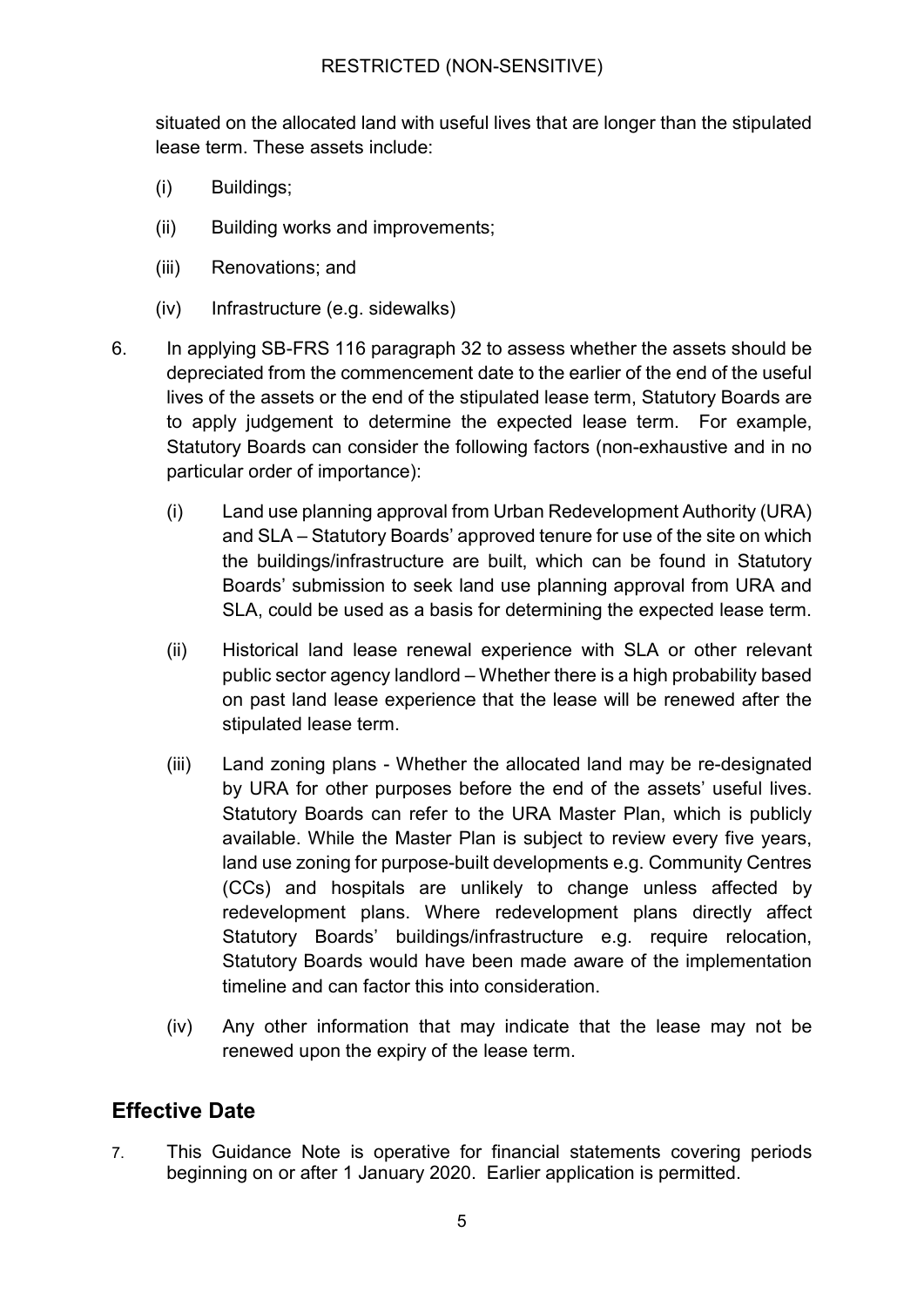situated on the allocated land with useful lives that are longer than the stipulated lease term. These assets include:

(i) Buildings;

(ii) Building works and improvements;

(iii) Renovations; and

(iv) Infrastructure (e.g. sidewalks)

6. In applying SB-FRS 116 paragraph 32 to assess whether the assets should be depreciated from the commencement date to the earlier of the end of the useful lives of the assets or the end of the stipulated lease term, Statutory Boards are to apply judgement to determine the expected lease term. For example, Statutory Boards can consider the following factors (non-exhaustive and in no particular order of importance):

   (i) Land use planning approval from Urban Redevelopment Authority (URA) and SLA – Statutory Boards' approved tenure for use of the site on which the buildings/infrastructure are built, which can be found in Statutory Boards' submission to seek land use planning approval from URA and SLA, could be used as a basis for determining the expected lease term.

   (ii) Historical land lease renewal experience with SLA or other relevant public sector agency landlord – Whether there is a high probability based on past land lease experience that the lease will be renewed after the stipulated lease term.

   (iii) Land zoning plans - Whether the allocated land may be re-designated by URA for other purposes before the end of the assets' useful lives. Statutory Boards can refer to the URA Master Plan, which is publicly available. While the Master Plan is subject to review every five years, land use zoning for purpose-built developments e.g. Community Centres (CCs) and hospitals are unlikely to change unless affected by redevelopment plans. Where redevelopment plans directly affect Statutory Boards' buildings/infrastructure e.g. require relocation, Statutory Boards would have been made aware of the implementation timeline and can factor this into consideration.

   (iv) Any other information that may indicate that the lease may not be renewed upon the expiry of the lease term.

## Effective Date

7. This Guidance Note is operative for financial statements covering periods beginning on or after 1 January 2020. Earlier application is permitted.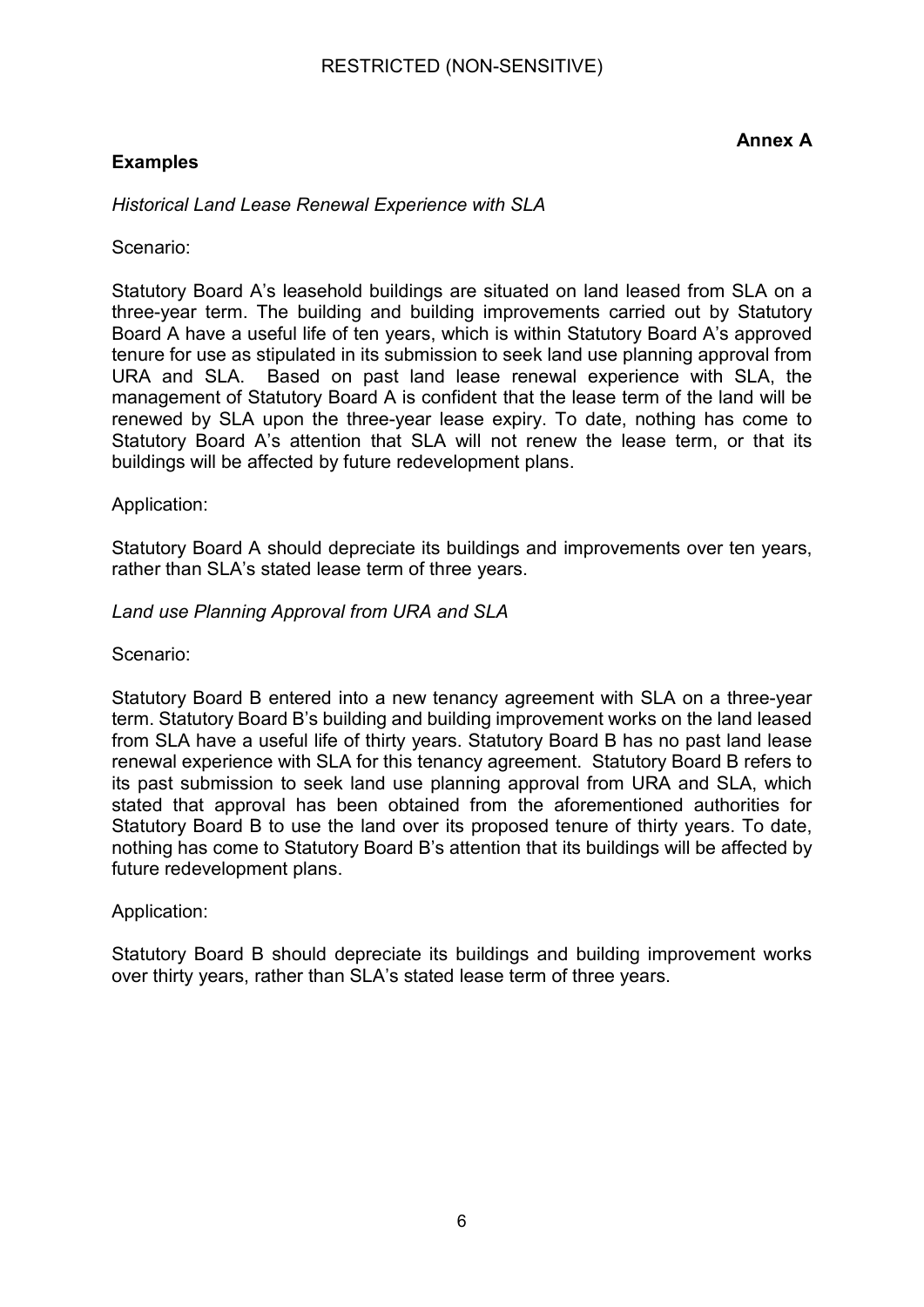**Annex A**

**Examples**

*Historical Land Lease Renewal Experience with SLA*

Scenario:

Statutory Board A's leasehold buildings are situated on land leased from SLA on a three-year term. The building and building improvements carried out by Statutory Board A have a useful life of ten years, which is within Statutory Board A's approved tenure for use as stipulated in its submission to seek land use planning approval from URA and SLA. Based on past land lease renewal experience with SLA, the management of Statutory Board A is confident that the lease term of the land will be renewed by SLA upon the three-year lease expiry. To date, nothing has come to Statutory Board A's attention that SLA will not renew the lease term, or that its buildings will be affected by future redevelopment plans.

Application:

Statutory Board A should depreciate its buildings and improvements over ten years, rather than SLA's stated lease term of three years.

*Land use Planning Approval from URA and SLA*

Scenario:

Statutory Board B entered into a new tenancy agreement with SLA on a three-year term. Statutory Board B's building and building improvement works on the land leased from SLA have a useful life of thirty years. Statutory Board B has no past land lease renewal experience with SLA for this tenancy agreement. Statutory Board B refers to its past submission to seek land use planning approval from URA and SLA, which stated that approval has been obtained from the aforementioned authorities for Statutory Board B to use the land over its proposed tenure of thirty years. To date, nothing has come to Statutory Board B's attention that its buildings will be affected by future redevelopment plans.

Application:

Statutory Board B should depreciate its buildings and building improvement works over thirty years, rather than SLA's stated lease term of three years.